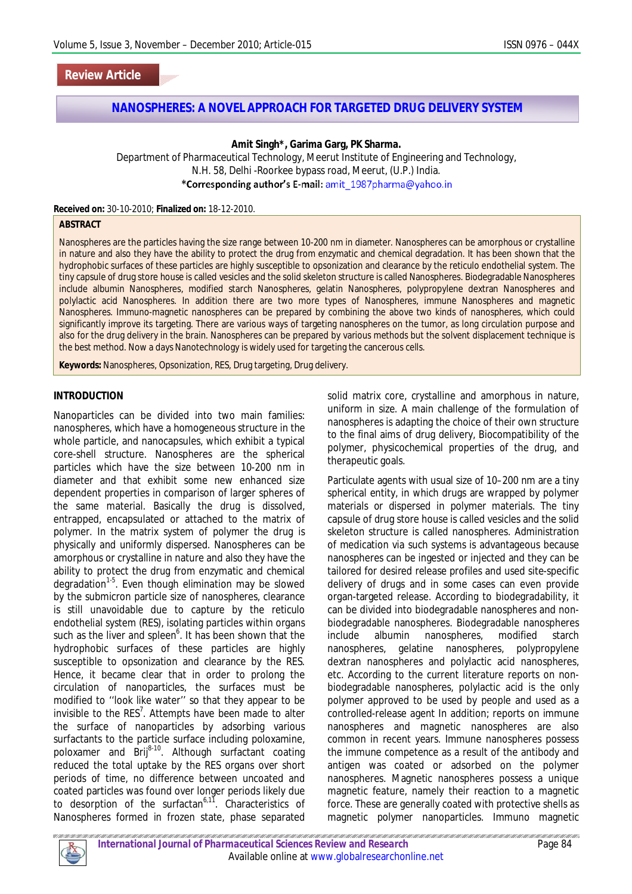Review Article

# NANOSPHERES: A NOVEL APPROACH FOR TARGETED DRUG DELIVERY SYSTEM

**Amit Singh*, Garima Garg, PK Sharma.**

Department of Pharmaceutical Technology, Meerut Institute of Engineering and Technology, N.H. 58, Delhi -Roorkee bypass road, Meerut, (U.P.) India.

*Corresponding author's E-mail: amit_1987pharma@yahoo.in

**Received on:** 30-10-2010; **Finalized on:** 18-12-2010.

## ABSTRACT

Nanospheres are the particles having the size range between 10-200 nm in diameter. Nanospheres can be amorphous or crystalline in nature and also they have the ability to protect the drug from enzymatic and chemical degradation. It has been shown that the hydrophobic surfaces of these particles are highly susceptible to opsonization and clearance by the reticulo endothelial system. The tiny capsule of drug store house is called vesicles and the solid skeleton structure is called Nanospheres. Biodegradable Nanospheres include albumin Nanospheres, modified starch Nanospheres, gelatin Nanospheres, polypropylene dextran Nanospheres and polylactic acid Nanospheres. In addition there are two more types of Nanospheres, immune Nanospheres and magnetic Nanospheres. Immuno-magnetic nanospheres can be prepared by combining the above two kinds of nanospheres, which could significantly improve its targeting. There are various ways of targeting nanospheres on the tumor, as long circulation purpose and also for the drug delivery in the brain. Nanospheres can be prepared by various methods but the solvent displacement technique is the best method. Now a days Nanotechnology is widely used for targeting the cancerous cells.

**Keywords:** Nanospheres, Opsonization, RES, Drug targeting, Drug delivery.

## INTRODUCTION

Nanoparticles can be divided into two main families: nanospheres, which have a homogeneous structure in the whole particle, and nanocapsules, which exhibit a typical core-shell structure. Nanospheres are the spherical particles which have the size between 10-200 nm in diameter and that exhibit some new enhanced size dependent properties in comparison of larger spheres of the same material. Basically the drug is dissolved, entrapped, encapsulated or attached to the matrix of polymer. In the matrix system of polymer the drug is physically and uniformly dispersed. Nanospheres can be amorphous or crystalline in nature and also they have the ability to protect the drug from enzymatic and chemical degradation[1-5]. Even though elimination may be slowed by the submicron particle size of nanospheres, clearance is still unavoidable due to capture by the reticulo endothelial system (RES), isolating particles within organs such as the liver and spleen[6]. It has been shown that the hydrophobic surfaces of these particles are highly susceptible to opsonization and clearance by the RES. Hence, it became clear that in order to prolong the circulation of nanoparticles, the surfaces must be modified to ''look like water'' so that they appear to be invisible to the RES[7]. Attempts have been made to alter the surface of nanoparticles by adsorbing various surfactants to the particle surface including poloxamine, poloxamer and Brij[8-10]. Although surfactant coating reduced the total uptake by the RES organs over short periods of time, no difference between uncoated and coated particles was found over longer periods likely due to desorption of the surfactan[6,11]. Characteristics of Nanospheres formed in frozen state, phase separated solid matrix core, crystalline and amorphous in nature, uniform in size. A main challenge of the formulation of nanospheres is adapting the choice of their own structure to the final aims of drug delivery, Biocompatibility of the polymer, physicochemical properties of the drug, and therapeutic goals.

Particulate agents with usual size of 10–200 nm are a tiny spherical entity, in which drugs are wrapped by polymer materials or dispersed in polymer materials. The tiny capsule of drug store house is called vesicles and the solid skeleton structure is called nanospheres. Administration of medication via such systems is advantageous because nanospheres can be ingested or injected and they can be tailored for desired release profiles and used site-specific delivery of drugs and in some cases can even provide organ-targeted release. According to biodegradability, it can be divided into biodegradable nanospheres and non-biodegradable nanospheres. Biodegradable nanospheres include albumin nanospheres, modified starch nanospheres, gelatine nanospheres, polypropylene dextran nanospheres and polylactic acid nanospheres, etc. According to the current literature reports on non-biodegradable nanospheres, polylactic acid is the only polymer approved to be used by people and used as a controlled-release agent In addition; reports on immune nanospheres and magnetic nanospheres are also common in recent years. Immune nanospheres possess the immune competence as a result of the antibody and antigen was coated or adsorbed on the polymer nanospheres. Magnetic nanospheres possess a unique magnetic feature, namely their reaction to a magnetic force. These are generally coated with protective shells as magnetic polymer nanoparticles. Immuno magnetic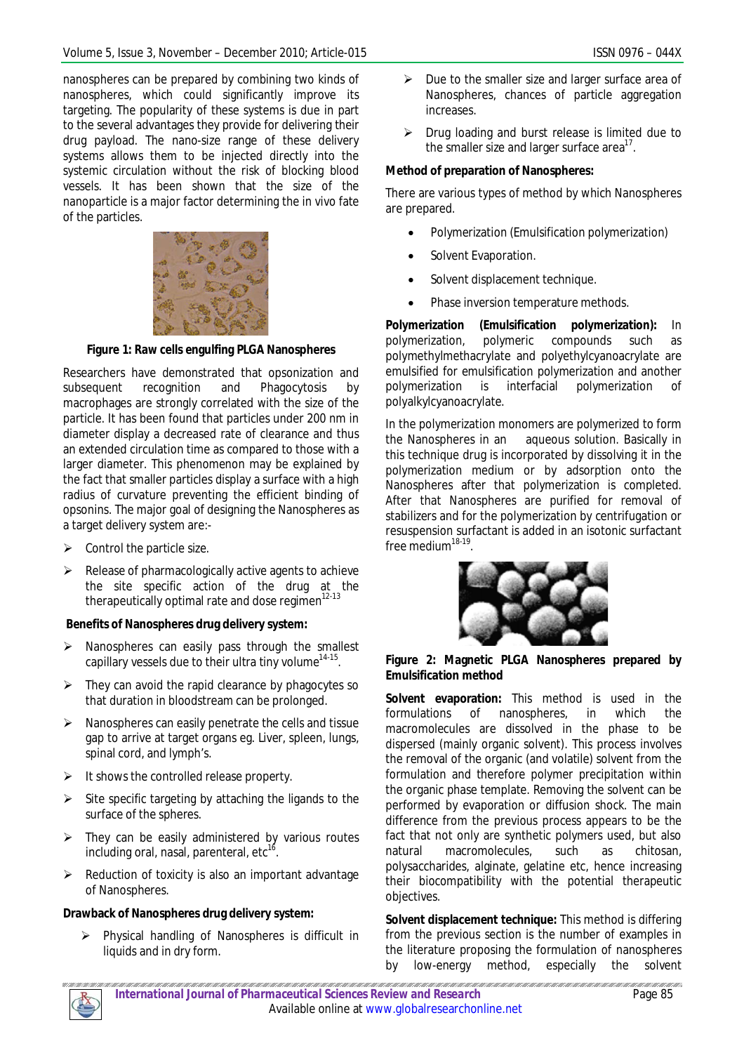nanospheres can be prepared by combining two kinds of nanospheres, which could significantly improve its targeting. The popularity of these systems is due in part to the several advantages they provide for delivering their drug payload. The nano-size range of these delivery systems allows them to be injected directly into the systemic circulation without the risk of blocking blood vessels. It has been shown that the size of the nanoparticle is a major factor determining the in vivo fate of the particles.

**Figure 1: Raw cells engulfing PLGA Nanospheres**

Researchers have demonstrated that opsonization and subsequent recognition and Phagocytosis by macrophages are strongly correlated with the size of the particle. It has been found that particles under 200 nm in diameter display a decreased rate of clearance and thus an extended circulation time as compared to those with a larger diameter. This phenomenon may be explained by the fact that smaller particles display a surface with a high radius of curvature preventing the efficient binding of opsonins. The major goal of designing the Nanospheres as a target delivery system are:-

- Control the particle size.
- Release of pharmacologically active agents to achieve the site specific action of the drug at the therapeutically optimal rate and dose regimen[12-13]

**Benefits of Nanospheres drug delivery system:**

- Nanospheres can easily pass through the smallest capillary vessels due to their ultra tiny volume[14-15].
- They can avoid the rapid clearance by phagocytes so that duration in bloodstream can be prolonged.
- Nanospheres can easily penetrate the cells and tissue gap to arrive at target organs eg. Liver, spleen, lungs, spinal cord, and lymph's.
- It shows the controlled release property.
- Site specific targeting by attaching the ligands to the surface of the spheres.
- They can be easily administered by various routes including oral, nasal, parenteral, etc[16].
- Reduction of toxicity is also an important advantage of Nanospheres.

**Drawback of Nanospheres drug delivery system:**

- Physical handling of Nanospheres is difficult in liquids and in dry form.
- Due to the smaller size and larger surface area of Nanospheres, chances of particle aggregation increases.
- Drug loading and burst release is limited due to the smaller size and larger surface area[17].

**Method of preparation of Nanospheres:**

There are various types of method by which Nanospheres are prepared.

- Polymerization (Emulsification polymerization)
- Solvent Evaporation.
- Solvent displacement technique.
- Phase inversion temperature methods.

**Polymerization (Emulsification polymerization):** In polymerization, polymeric compounds such as polymethylmethacrylate and polyethylcyanoacrylate are emulsified for emulsification polymerization and another polymerization is interfacial polymerization of polyalkylcyanoacrylate.

In the polymerization monomers are polymerized to form the Nanospheres in an aqueous solution. Basically in this technique drug is incorporated by dissolving it in the polymerization medium or by adsorption onto the Nanospheres after that polymerization is completed. After that Nanospheres are purified for removal of stabilizers and for the polymerization by centrifugation or resuspension surfactant is added in an isotonic surfactant free medium[18-19].

**Figure 2: Magnetic PLGA Nanospheres prepared by Emulsification method**

**Solvent evaporation:** This method is used in the formulations of nanospheres, in which the macromolecules are dissolved in the phase to be dispersed (mainly organic solvent). This process involves the removal of the organic (and volatile) solvent from the formulation and therefore polymer precipitation within the organic phase template. Removing the solvent can be performed by evaporation or diffusion shock. The main difference from the previous process appears to be the fact that not only are synthetic polymers used, but also natural macromolecules, such as chitosan, polysaccharides, alginate, gelatine etc, hence increasing their biocompatibility with the potential therapeutic objectives.

**Solvent displacement technique:** This method is differing from the previous section is the number of examples in the literature proposing the formulation of nanospheres by low-energy method, especially the solvent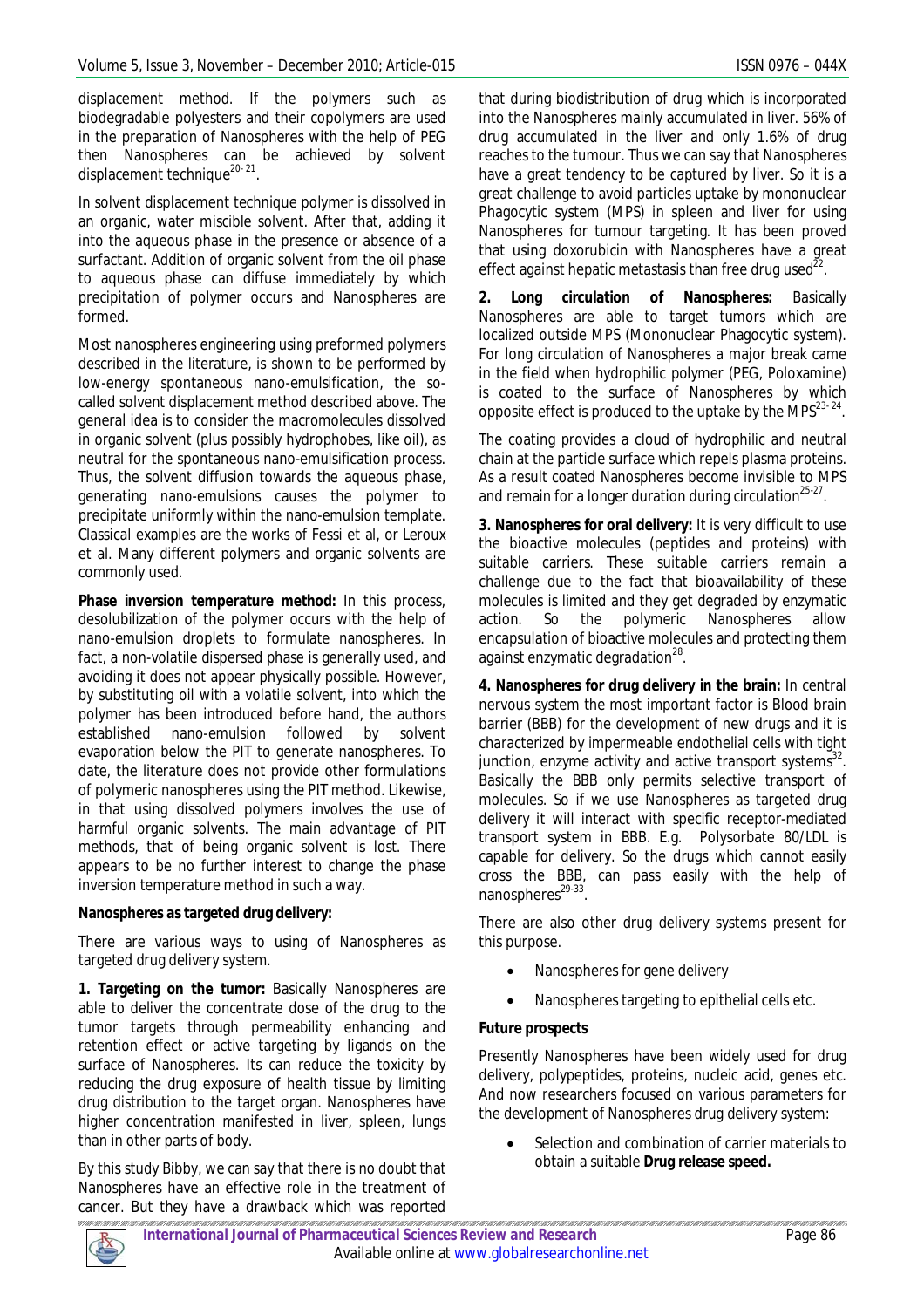displacement method. If the polymers such as biodegradable polyesters and their copolymers are used in the preparation of Nanospheres with the help of PEG then Nanospheres can be achieved by solvent displacement technique[20-21].

In solvent displacement technique polymer is dissolved in an organic, water miscible solvent. After that, adding it into the aqueous phase in the presence or absence of a surfactant. Addition of organic solvent from the oil phase to aqueous phase can diffuse immediately by which precipitation of polymer occurs and Nanospheres are formed.

Most nanospheres engineering using preformed polymers described in the literature, is shown to be performed by low-energy spontaneous nano-emulsification, the so-called solvent displacement method described above. The general idea is to consider the macromolecules dissolved in organic solvent (plus possibly hydrophobes, like oil), as neutral for the spontaneous nano-emulsification process. Thus, the solvent diffusion towards the aqueous phase, generating nano-emulsions causes the polymer to precipitate uniformly within the nano-emulsion template. Classical examples are the works of Fessi et al, or Leroux et al. Many different polymers and organic solvents are commonly used.

**Phase inversion temperature method:** In this process, desolubilization of the polymer occurs with the help of nano-emulsion droplets to formulate nanospheres. In fact, a non-volatile dispersed phase is generally used, and avoiding it does not appear physically possible. However, by substituting oil with a volatile solvent, into which the polymer has been introduced before hand, the authors established nano-emulsion followed by solvent evaporation below the PIT to generate nanospheres. To date, the literature does not provide other formulations of polymeric nanospheres using the PIT method. Likewise, in that using dissolved polymers involves the use of harmful organic solvents. The main advantage of PIT methods, that of being organic solvent is lost. There appears to be no further interest to change the phase inversion temperature method in such a way.

**Nanospheres as targeted drug delivery:**

There are various ways to using of Nanospheres as targeted drug delivery system.

**1. Targeting on the tumor:** Basically Nanospheres are able to deliver the concentrate dose of the drug to the tumor targets through permeability enhancing and retention effect or active targeting by ligands on the surface of Nanospheres. Its can reduce the toxicity by reducing the drug exposure of health tissue by limiting drug distribution to the target organ. Nanospheres have higher concentration manifested in liver, spleen, lungs than in other parts of body.

By this study Bibby, we can say that there is no doubt that Nanospheres have an effective role in the treatment of cancer. But they have a drawback which was reported that during biodistribution of drug which is incorporated into the Nanospheres mainly accumulated in liver. 56% of drug accumulated in the liver and only 1.6% of drug reaches to the tumour. Thus we can say that Nanospheres have a great tendency to be captured by liver. So it is a great challenge to avoid particles uptake by mononuclear Phagocytic system (MPS) in spleen and liver for using Nanospheres for tumour targeting. It has been proved that using doxorubicin with Nanospheres have a great effect against hepatic metastasis than free drug used[22].

**2. Long circulation of Nanospheres:** Basically Nanospheres are able to target tumors which are localized outside MPS (Mononuclear Phagocytic system). For long circulation of Nanospheres a major break came in the field when hydrophilic polymer (PEG, Poloxamine) is coated to the surface of Nanospheres by which opposite effect is produced to the uptake by the MPS[23-24].

The coating provides a cloud of hydrophilic and neutral chain at the particle surface which repels plasma proteins. As a result coated Nanospheres become invisible to MPS and remain for a longer duration during circulation[25-27].

**3. Nanospheres for oral delivery:** It is very difficult to use the bioactive molecules (peptides and proteins) with suitable carriers. These suitable carriers remain a challenge due to the fact that bioavailability of these molecules is limited and they get degraded by enzymatic action. So the polymeric Nanospheres allow encapsulation of bioactive molecules and protecting them against enzymatic degradation[28].

**4. Nanospheres for drug delivery in the brain:** In central nervous system the most important factor is Blood brain barrier (BBB) for the development of new drugs and it is characterized by impermeable endothelial cells with tight junction, enzyme activity and active transport systems[32]. Basically the BBB only permits selective transport of molecules. So if we use Nanospheres as targeted drug delivery it will interact with specific receptor-mediated transport system in BBB. E.g. Polysorbate 80/LDL is capable for delivery. So the drugs which cannot easily cross the BBB, can pass easily with the help of nanospheres[29-33].

There are also other drug delivery systems present for this purpose.

- Nanospheres for gene delivery
- Nanospheres targeting to epithelial cells etc.

**Future prospects**

Presently Nanospheres have been widely used for drug delivery, polypeptides, proteins, nucleic acid, genes etc. And now researchers focused on various parameters for the development of Nanospheres drug delivery system:

- Selection and combination of carrier materials to obtain a suitable **Drug release speed.**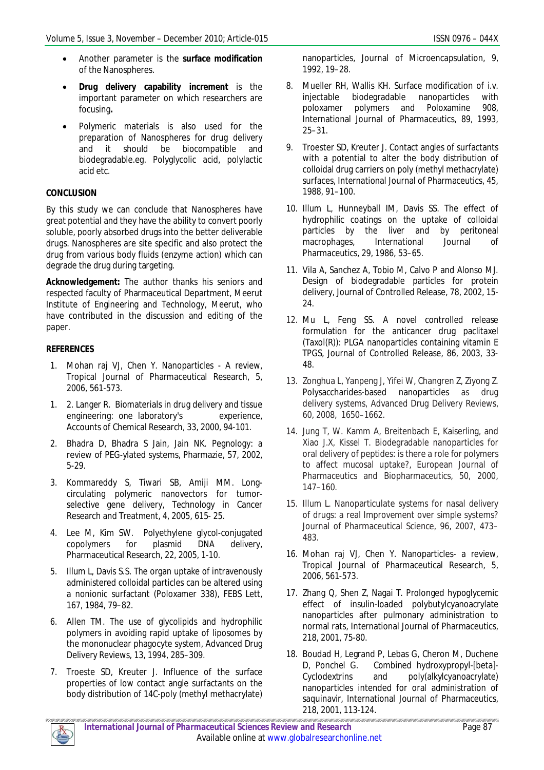- Another parameter is the **surface modification** of the Nanospheres.
- **Drug delivery capability increment** is the important parameter on which researchers are focusing**.**
- Polymeric materials is also used for the preparation of Nanospheres for drug delivery and it should be biocompatible and biodegradable.eg. Polyglycolic acid, polylactic acid etc.

## CONCLUSION

By this study we can conclude that Nanospheres have great potential and they have the ability to convert poorly soluble, poorly absorbed drugs into the better deliverable drugs. Nanospheres are site specific and also protect the drug from various body fluids (enzyme action) which can degrade the drug during targeting.

**Acknowledgement:** The author thanks his seniors and respected faculty of Pharmaceutical Department, Meerut Institute of Engineering and Technology, Meerut, who have contributed in the discussion and editing of the paper.

## REFERENCES

1. Mohan raj VJ, Chen Y. Nanoparticles - A review, Tropical Journal of Pharmaceutical Research, 5, 2006, 561-573.
1. 2. Langer R. Biomaterials in drug delivery and tissue engineering: one laboratory's experience, Accounts of Chemical Research, 33, 2000, 94-101.
2. Bhadra D, Bhadra S Jain, Jain NK. Pegnology: a review of PEG-ylated systems, Pharmazie, 57, 2002, 5-29.
3. Kommareddy S, Tiwari SB, Amiji MM. Long-circulating polymeric nanovectors for tumor-selective gene delivery, Technology in Cancer Research and Treatment, 4, 2005, 615- 25.
4. Lee M, Kim SW. Polyethylene glycol-conjugated copolymers for plasmid DNA delivery, Pharmaceutical Research, 22, 2005, 1-10.
5. Illum L, Davis S.S. The organ uptake of intravenously administered colloidal particles can be altered using a nonionic surfactant (Poloxamer 338), FEBS Lett, 167, 1984, 79–82.
6. Allen TM. The use of glycolipids and hydrophilic polymers in avoiding rapid uptake of liposomes by the mononuclear phagocyte system, Advanced Drug Delivery Reviews, 13, 1994, 285–309.
7. Troeste SD, Kreuter J. Influence of the surface properties of low contact angle surfactants on the body distribution of 14C-poly (methyl methacrylate) nanoparticles, Journal of Microencapsulation, 9, 1992, 19–28.
8. Mueller RH, Wallis KH. Surface modification of i.v. injectable biodegradable nanoparticles with poloxamer polymers and Poloxamine 908, International Journal of Pharmaceutics, 89, 1993, 25–31.
9. Troester SD, Kreuter J. Contact angles of surfactants with a potential to alter the body distribution of colloidal drug carriers on poly (methyl methacrylate) surfaces, International Journal of Pharmaceutics, 45, 1988, 91–100.
10. Illum L, Hunneyball IM, Davis SS. The effect of hydrophilic coatings on the uptake of colloidal particles by the liver and by peritoneal macrophages, International Journal of Pharmaceutics, 29, 1986, 53–65.
11. Vila A, Sanchez A, Tobio M, Calvo P and Alonso MJ. Design of biodegradable particles for protein delivery, Journal of Controlled Release, 78, 2002, 15-24.
12. Mu L, Feng SS. A novel controlled release formulation for the anticancer drug paclitaxel (Taxol(R)): PLGA nanoparticles containing vitamin E TPGS, Journal of Controlled Release, 86, 2003, 33-48.
13. Zonghua L, Yanpeng J, Yifei W, Changren Z, Ziyong Z. Polysaccharides-based nanoparticles as drug delivery systems, Advanced Drug Delivery Reviews, 60, 2008, 1650–1662.
14. Jung T, W. Kamm A, Breitenbach E, Kaiserling, and Xiao J.X, Kissel T. Biodegradable nanoparticles for oral delivery of peptides: is there a role for polymers to affect mucosal uptake?, European Journal of Pharmaceutics and Biopharmaceutics, 50, 2000, 147–160.
15. Illum L. Nanoparticulate systems for nasal delivery of drugs: a real Improvement over simple systems? Journal of Pharmaceutical Science, 96, 2007, 473–483.
16. Mohan raj VJ, Chen Y. Nanoparticles- a review, Tropical Journal of Pharmaceutical Research, 5, 2006, 561-573.
17. Zhang Q, Shen Z, Nagai T. Prolonged hypoglycemic effect of insulin-loaded polybutylcyanoacrylate nanoparticles after pulmonary administration to normal rats, International Journal of Pharmaceutics, 218, 2001, 75-80.
18. Boudad H, Legrand P, Lebas G, Cheron M, Duchene D, Ponchel G. Combined hydroxypropyl-[beta]-Cyclodextrins and poly(alkylcyanoacrylate) nanoparticles intended for oral administration of saquinavir, International Journal of Pharmaceutics, 218, 2001, 113-124.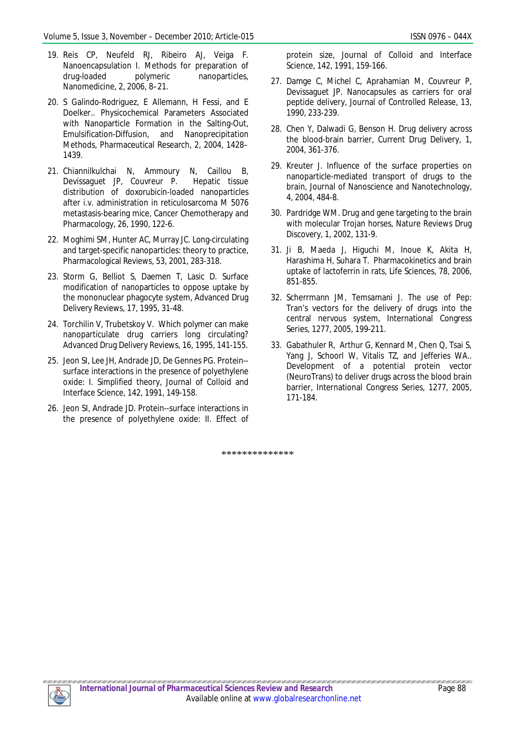19. Reis CP, Neufeld RJ, Ribeiro AJ, Veiga F. Nanoencapsulation I. Methods for preparation of drug-loaded polymeric nanoparticles, Nanomedicine, 2, 2006, 8–21.

20. S Galindo-Rodriguez, E Allemann, H Fessi, and E Doelker.. Physicochemical Parameters Associated with Nanoparticle Formation in the Salting-Out, Emulsification-Diffusion, and Nanoprecipitation Methods, Pharmaceutical Research, 2, 2004, 1428–1439.

21. Chiannilkulchai N, Ammoury N, Caillou B, Devissaguet JP, Couvreur P. Hepatic tissue distribution of doxorubicin-loaded nanoparticles after i.v. administration in reticulosarcoma M 5076 metastasis-bearing mice, Cancer Chemotherapy and Pharmacology, 26, 1990, 122-6.

22. Moghimi SM, Hunter AC, Murray JC. Long-circulating and target-specific nanoparticles: theory to practice, Pharmacological Reviews, 53, 2001, 283-318.

23. Storm G, Belliot S, Daemen T, Lasic D. Surface modification of nanoparticles to oppose uptake by the mononuclear phagocyte system, Advanced Drug Delivery Reviews, 17, 1995, 31-48.

24. Torchilin V, Trubetskoy V. Which polymer can make nanoparticulate drug carriers long circulating? Advanced Drug Delivery Reviews, 16, 1995, 141-155.

25. Jeon SI, Lee JH, Andrade JD, De Gennes PG. Protein--surface interactions in the presence of polyethylene oxide: I. Simplified theory, Journal of Colloid and Interface Science, 142, 1991, 149-158.

26. Jeon SI, Andrade JD. Protein--surface interactions in the presence of polyethylene oxide: II. Effect of protein size, Journal of Colloid and Interface Science, 142, 1991, 159-166.

27. Damge C, Michel C, Aprahamian M, Couvreur P, Devissaguet JP. Nanocapsules as carriers for oral peptide delivery, Journal of Controlled Release, 13, 1990, 233-239.

28. Chen Y, Dalwadi G, Benson H. Drug delivery across the blood-brain barrier, Current Drug Delivery, 1, 2004, 361-376.

29. Kreuter J. Influence of the surface properties on nanoparticle-mediated transport of drugs to the brain, Journal of Nanoscience and Nanotechnology, 4, 2004, 484-8.

30. Pardridge WM. Drug and gene targeting to the brain with molecular Trojan horses, Nature Reviews Drug Discovery, 1, 2002, 131-9.

31. Ji B, Maeda J, Higuchi M, Inoue K, Akita H, Harashima H, Suhara T. Pharmacokinetics and brain uptake of lactoferrin in rats, Life Sciences, 78, 2006, 851-855.

32. Scherrmann JM, Temsamani J. The use of Pep: Tran's vectors for the delivery of drugs into the central nervous system, International Congress Series, 1277, 2005, 199-211.

33. Gabathuler R, Arthur G, Kennard M, Chen Q, Tsai S, Yang J, Schoorl W, Vitalis TZ, and Jefferies WA.. Development of a potential protein vector (NeuroTrans) to deliver drugs across the blood brain barrier, International Congress Series, 1277, 2005, 171-184.

**************